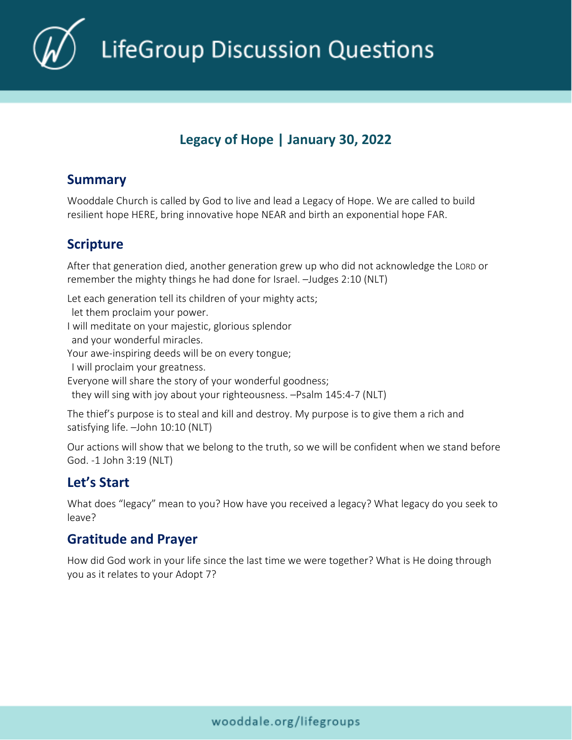# LifeGroup Discussion Questions

## Legacy of Hope | January 30, 2022

### Summary

Wooddale Church is called by God to live and lead a Legacy of Hope. We are called to build resilient hope HERE, bring innovative hope NEAR and birth an exponential hope FAR.

### Scripture

After that generation died, another generation grew up who did not acknowledge the LORD or remember the mighty things he had done for Israel. –Judges 2:10 (NLT)

Let each generation tell its children of your mighty acts;
 let them proclaim your power.
I will meditate on your majestic, glorious splendor
 and your wonderful miracles.
Your awe-inspiring deeds will be on every tongue;
 I will proclaim your greatness.
Everyone will share the story of your wonderful goodness;
 they will sing with joy about your righteousness. –Psalm 145:4-7 (NLT)

The thief's purpose is to steal and kill and destroy. My purpose is to give them a rich and satisfying life. –John 10:10 (NLT)

Our actions will show that we belong to the truth, so we will be confident when we stand before God. -1 John 3:19 (NLT)

### Let's Start

What does "legacy" mean to you? How have you received a legacy? What legacy do you seek to leave?

### Gratitude and Prayer

How did God work in your life since the last time we were together? What is He doing through you as it relates to your Adopt 7?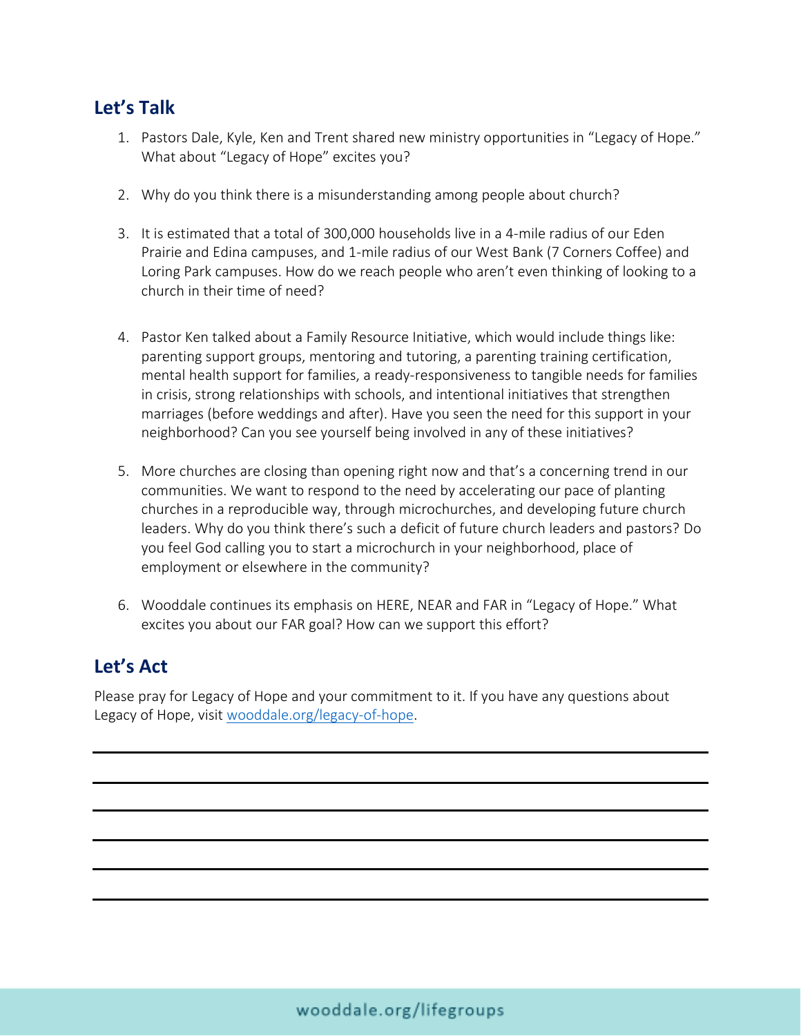## Let's Talk

1. Pastors Dale, Kyle, Ken and Trent shared new ministry opportunities in "Legacy of Hope." What about "Legacy of Hope" excites you?

2. Why do you think there is a misunderstanding among people about church?

3. It is estimated that a total of 300,000 households live in a 4-mile radius of our Eden Prairie and Edina campuses, and 1-mile radius of our West Bank (7 Corners Coffee) and Loring Park campuses. How do we reach people who aren't even thinking of looking to a church in their time of need?

4. Pastor Ken talked about a Family Resource Initiative, which would include things like: parenting support groups, mentoring and tutoring, a parenting training certification, mental health support for families, a ready-responsiveness to tangible needs for families in crisis, strong relationships with schools, and intentional initiatives that strengthen marriages (before weddings and after). Have you seen the need for this support in your neighborhood? Can you see yourself being involved in any of these initiatives?

5. More churches are closing than opening right now and that's a concerning trend in our communities. We want to respond to the need by accelerating our pace of planting churches in a reproducible way, through microchurches, and developing future church leaders. Why do you think there's such a deficit of future church leaders and pastors? Do you feel God calling you to start a microchurch in your neighborhood, place of employment or elsewhere in the community?

6. Wooddale continues its emphasis on HERE, NEAR and FAR in "Legacy of Hope." What excites you about our FAR goal? How can we support this effort?

## Let's Act

Please pray for Legacy of Hope and your commitment to it. If you have any questions about Legacy of Hope, visit [wooddale.org/legacy-of-hope](wooddale.org/legacy-of-hope).